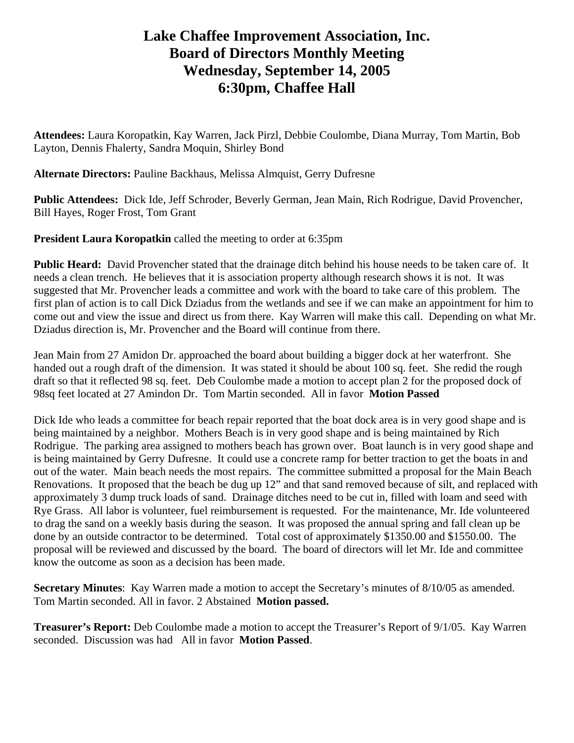# Lake Chaffee Improvement Association, Inc.
# Board of Directors Monthly Meeting
# Wednesday, September 14, 2005
# 6:30pm, Chaffee Hall

**Attendees:** Laura Koropatkin, Kay Warren, Jack Pirzl, Debbie Coulombe, Diana Murray, Tom Martin, Bob Layton, Dennis Fhalerty, Sandra Moquin, Shirley Bond

**Alternate Directors:** Pauline Backhaus, Melissa Almquist, Gerry Dufresne

**Public Attendees:** Dick Ide, Jeff Schroder, Beverly German, Jean Main, Rich Rodrigue, David Provencher, Bill Hayes, Roger Frost, Tom Grant

**President Laura Koropatkin** called the meeting to order at 6:35pm

**Public Heard:** David Provencher stated that the drainage ditch behind his house needs to be taken care of. It needs a clean trench. He believes that it is association property although research shows it is not. It was suggested that Mr. Provencher leads a committee and work with the board to take care of this problem. The first plan of action is to call Dick Dziadus from the wetlands and see if we can make an appointment for him to come out and view the issue and direct us from there. Kay Warren will make this call. Depending on what Mr. Dziadus direction is, Mr. Provencher and the Board will continue from there.

Jean Main from 27 Amidon Dr. approached the board about building a bigger dock at her waterfront. She handed out a rough draft of the dimension. It was stated it should be about 100 sq. feet. She redid the rough draft so that it reflected 98 sq. feet. Deb Coulombe made a motion to accept plan 2 for the proposed dock of 98sq feet located at 27 Amindon Dr. Tom Martin seconded. All in favor **Motion Passed**

Dick Ide who leads a committee for beach repair reported that the boat dock area is in very good shape and is being maintained by a neighbor. Mothers Beach is in very good shape and is being maintained by Rich Rodrigue. The parking area assigned to mothers beach has grown over. Boat launch is in very good shape and is being maintained by Gerry Dufresne. It could use a concrete ramp for better traction to get the boats in and out of the water. Main beach needs the most repairs. The committee submitted a proposal for the Main Beach Renovations. It proposed that the beach be dug up 12" and that sand removed because of silt, and replaced with approximately 3 dump truck loads of sand. Drainage ditches need to be cut in, filled with loam and seed with Rye Grass. All labor is volunteer, fuel reimbursement is requested. For the maintenance, Mr. Ide volunteered to drag the sand on a weekly basis during the season. It was proposed the annual spring and fall clean up be done by an outside contractor to be determined. Total cost of approximately $1350.00 and $1550.00. The proposal will be reviewed and discussed by the board. The board of directors will let Mr. Ide and committee know the outcome as soon as a decision has been made.

**Secretary Minutes**: Kay Warren made a motion to accept the Secretary's minutes of 8/10/05 as amended. Tom Martin seconded. All in favor. 2 Abstained **Motion passed.**

**Treasurer's Report:** Deb Coulombe made a motion to accept the Treasurer's Report of 9/1/05. Kay Warren seconded. Discussion was had All in favor **Motion Passed**.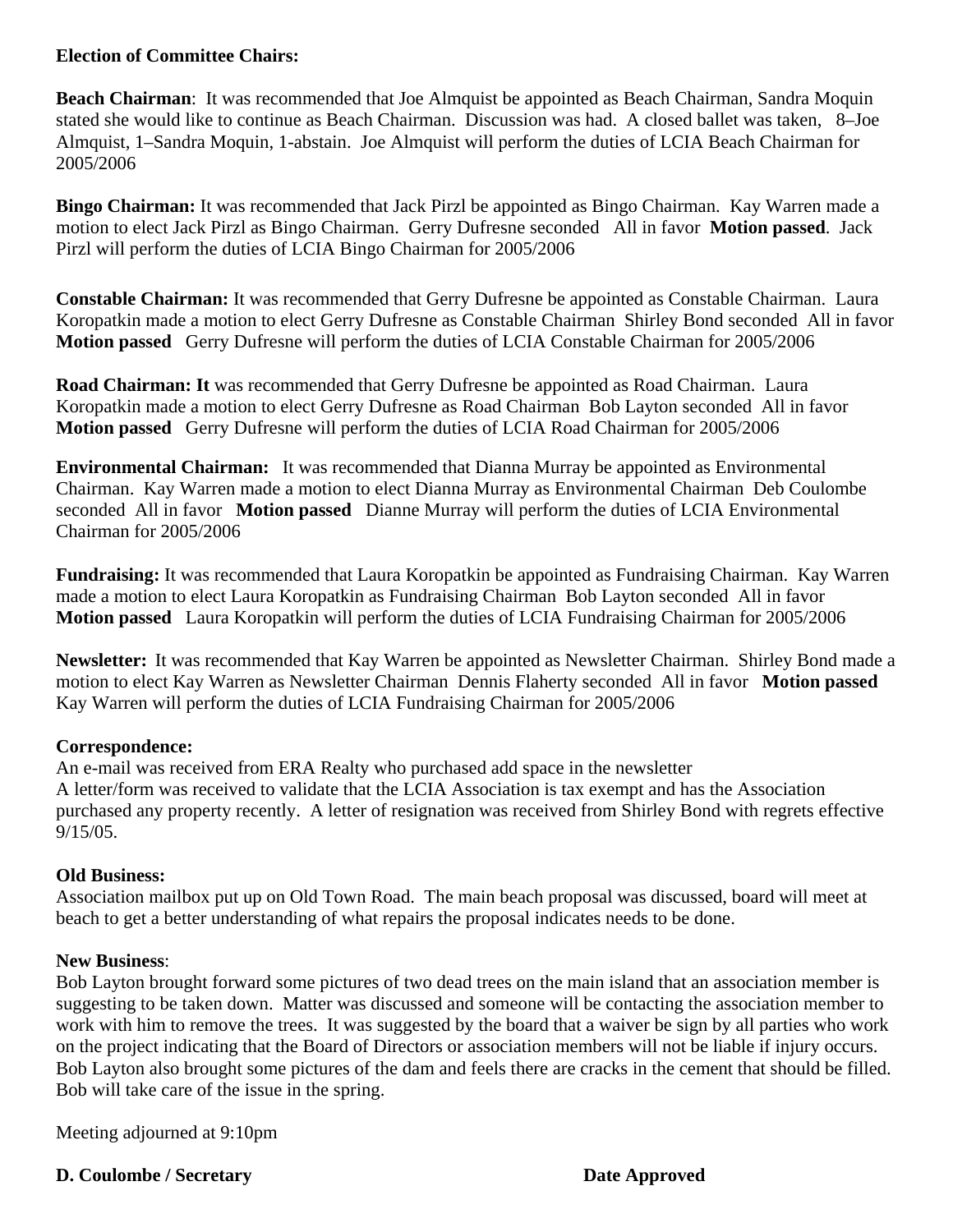**Election of Committee Chairs:**

**Beach Chairman**: It was recommended that Joe Almquist be appointed as Beach Chairman, Sandra Moquin stated she would like to continue as Beach Chairman. Discussion was had. A closed ballet was taken, 8–Joe Almquist, 1–Sandra Moquin, 1-abstain. Joe Almquist will perform the duties of LCIA Beach Chairman for 2005/2006

**Bingo Chairman:** It was recommended that Jack Pirzl be appointed as Bingo Chairman. Kay Warren made a motion to elect Jack Pirzl as Bingo Chairman. Gerry Dufresne seconded All in favor **Motion passed**. Jack Pirzl will perform the duties of LCIA Bingo Chairman for 2005/2006

**Constable Chairman:** It was recommended that Gerry Dufresne be appointed as Constable Chairman. Laura Koropatkin made a motion to elect Gerry Dufresne as Constable Chairman Shirley Bond seconded All in favor **Motion passed** Gerry Dufresne will perform the duties of LCIA Constable Chairman for 2005/2006

**Road Chairman: It** was recommended that Gerry Dufresne be appointed as Road Chairman. Laura Koropatkin made a motion to elect Gerry Dufresne as Road Chairman Bob Layton seconded All in favor **Motion passed** Gerry Dufresne will perform the duties of LCIA Road Chairman for 2005/2006

**Environmental Chairman:** It was recommended that Dianna Murray be appointed as Environmental Chairman. Kay Warren made a motion to elect Dianna Murray as Environmental Chairman Deb Coulombe seconded All in favor **Motion passed** Dianne Murray will perform the duties of LCIA Environmental Chairman for 2005/2006

**Fundraising:** It was recommended that Laura Koropatkin be appointed as Fundraising Chairman. Kay Warren made a motion to elect Laura Koropatkin as Fundraising Chairman Bob Layton seconded All in favor **Motion passed** Laura Koropatkin will perform the duties of LCIA Fundraising Chairman for 2005/2006

**Newsletter:** It was recommended that Kay Warren be appointed as Newsletter Chairman. Shirley Bond made a motion to elect Kay Warren as Newsletter Chairman Dennis Flaherty seconded All in favor **Motion passed** Kay Warren will perform the duties of LCIA Fundraising Chairman for 2005/2006

**Correspondence:**
An e-mail was received from ERA Realty who purchased add space in the newsletter
A letter/form was received to validate that the LCIA Association is tax exempt and has the Association purchased any property recently. A letter of resignation was received from Shirley Bond with regrets effective 9/15/05.

**Old Business:**
Association mailbox put up on Old Town Road. The main beach proposal was discussed, board will meet at beach to get a better understanding of what repairs the proposal indicates needs to be done.

**New Business**:
Bob Layton brought forward some pictures of two dead trees on the main island that an association member is suggesting to be taken down. Matter was discussed and someone will be contacting the association member to work with him to remove the trees. It was suggested by the board that a waiver be sign by all parties who work on the project indicating that the Board of Directors or association members will not be liable if injury occurs. Bob Layton also brought some pictures of the dam and feels there are cracks in the cement that should be filled. Bob will take care of the issue in the spring.

Meeting adjourned at 9:10pm

**D. Coulombe / Secretary** **Date Approved**